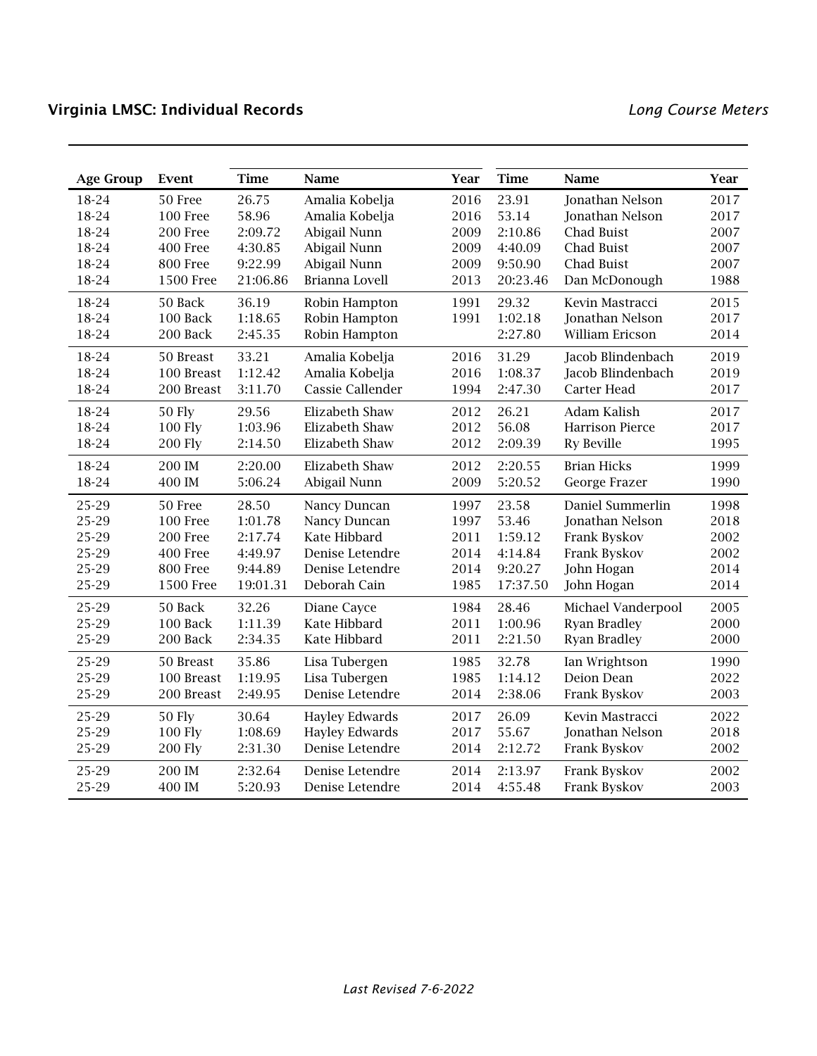# Virginia LMSC: Individual Records

*Long Course Meters*

| Age Group | Event | Time | Name | Year | Time | Name | Year |
|---|---|---|---|---|---|---|---|
| 18-24 | 50 Free | 26.75 | Amalia Kobelja | 2016 | 23.91 | Jonathan Nelson | 2017 |
| 18-24 | 100 Free | 58.96 | Amalia Kobelja | 2016 | 53.14 | Jonathan Nelson | 2017 |
| 18-24 | 200 Free | 2:09.72 | Abigail Nunn | 2009 | 2:10.86 | Chad Buist | 2007 |
| 18-24 | 400 Free | 4:30.85 | Abigail Nunn | 2009 | 4:40.09 | Chad Buist | 2007 |
| 18-24 | 800 Free | 9:22.99 | Abigail Nunn | 2009 | 9:50.90 | Chad Buist | 2007 |
| 18-24 | 1500 Free | 21:06.86 | Brianna Lovell | 2013 | 20:23.46 | Dan McDonough | 1988 |
| 18-24 | 50 Back | 36.19 | Robin Hampton | 1991 | 29.32 | Kevin Mastracci | 2015 |
| 18-24 | 100 Back | 1:18.65 | Robin Hampton | 1991 | 1:02.18 | Jonathan Nelson | 2017 |
| 18-24 | 200 Back | 2:45.35 | Robin Hampton | | 2:27.80 | William Ericson | 2014 |
| 18-24 | 50 Breast | 33.21 | Amalia Kobelja | 2016 | 31.29 | Jacob Blindenbach | 2019 |
| 18-24 | 100 Breast | 1:12.42 | Amalia Kobelja | 2016 | 1:08.37 | Jacob Blindenbach | 2019 |
| 18-24 | 200 Breast | 3:11.70 | Cassie Callender | 1994 | 2:47.30 | Carter Head | 2017 |
| 18-24 | 50 Fly | 29.56 | Elizabeth Shaw | 2012 | 26.21 | Adam Kalish | 2017 |
| 18-24 | 100 Fly | 1:03.96 | Elizabeth Shaw | 2012 | 56.08 | Harrison Pierce | 2017 |
| 18-24 | 200 Fly | 2:14.50 | Elizabeth Shaw | 2012 | 2:09.39 | Ry Beville | 1995 |
| 18-24 | 200 IM | 2:20.00 | Elizabeth Shaw | 2012 | 2:20.55 | Brian Hicks | 1999 |
| 18-24 | 400 IM | 5:06.24 | Abigail Nunn | 2009 | 5:20.52 | George Frazer | 1990 |
| 25-29 | 50 Free | 28.50 | Nancy Duncan | 1997 | 23.58 | Daniel Summerlin | 1998 |
| 25-29 | 100 Free | 1:01.78 | Nancy Duncan | 1997 | 53.46 | Jonathan Nelson | 2018 |
| 25-29 | 200 Free | 2:17.74 | Kate Hibbard | 2011 | 1:59.12 | Frank Byskov | 2002 |
| 25-29 | 400 Free | 4:49.97 | Denise Letendre | 2014 | 4:14.84 | Frank Byskov | 2002 |
| 25-29 | 800 Free | 9:44.89 | Denise Letendre | 2014 | 9:20.27 | John Hogan | 2014 |
| 25-29 | 1500 Free | 19:01.31 | Deborah Cain | 1985 | 17:37.50 | John Hogan | 2014 |
| 25-29 | 50 Back | 32.26 | Diane Cayce | 1984 | 28.46 | Michael Vanderpool | 2005 |
| 25-29 | 100 Back | 1:11.39 | Kate Hibbard | 2011 | 1:00.96 | Ryan Bradley | 2000 |
| 25-29 | 200 Back | 2:34.35 | Kate Hibbard | 2011 | 2:21.50 | Ryan Bradley | 2000 |
| 25-29 | 50 Breast | 35.86 | Lisa Tubergen | 1985 | 32.78 | Ian Wrightson | 1990 |
| 25-29 | 100 Breast | 1:19.95 | Lisa Tubergen | 1985 | 1:14.12 | Deion Dean | 2022 |
| 25-29 | 200 Breast | 2:49.95 | Denise Letendre | 2014 | 2:38.06 | Frank Byskov | 2003 |
| 25-29 | 50 Fly | 30.64 | Hayley Edwards | 2017 | 26.09 | Kevin Mastracci | 2022 |
| 25-29 | 100 Fly | 1:08.69 | Hayley Edwards | 2017 | 55.67 | Jonathan Nelson | 2018 |
| 25-29 | 200 Fly | 2:31.30 | Denise Letendre | 2014 | 2:12.72 | Frank Byskov | 2002 |
| 25-29 | 200 IM | 2:32.64 | Denise Letendre | 2014 | 2:13.97 | Frank Byskov | 2002 |
| 25-29 | 400 IM | 5:20.93 | Denise Letendre | 2014 | 4:55.48 | Frank Byskov | 2003 |

*Last Revised 7-6-2022*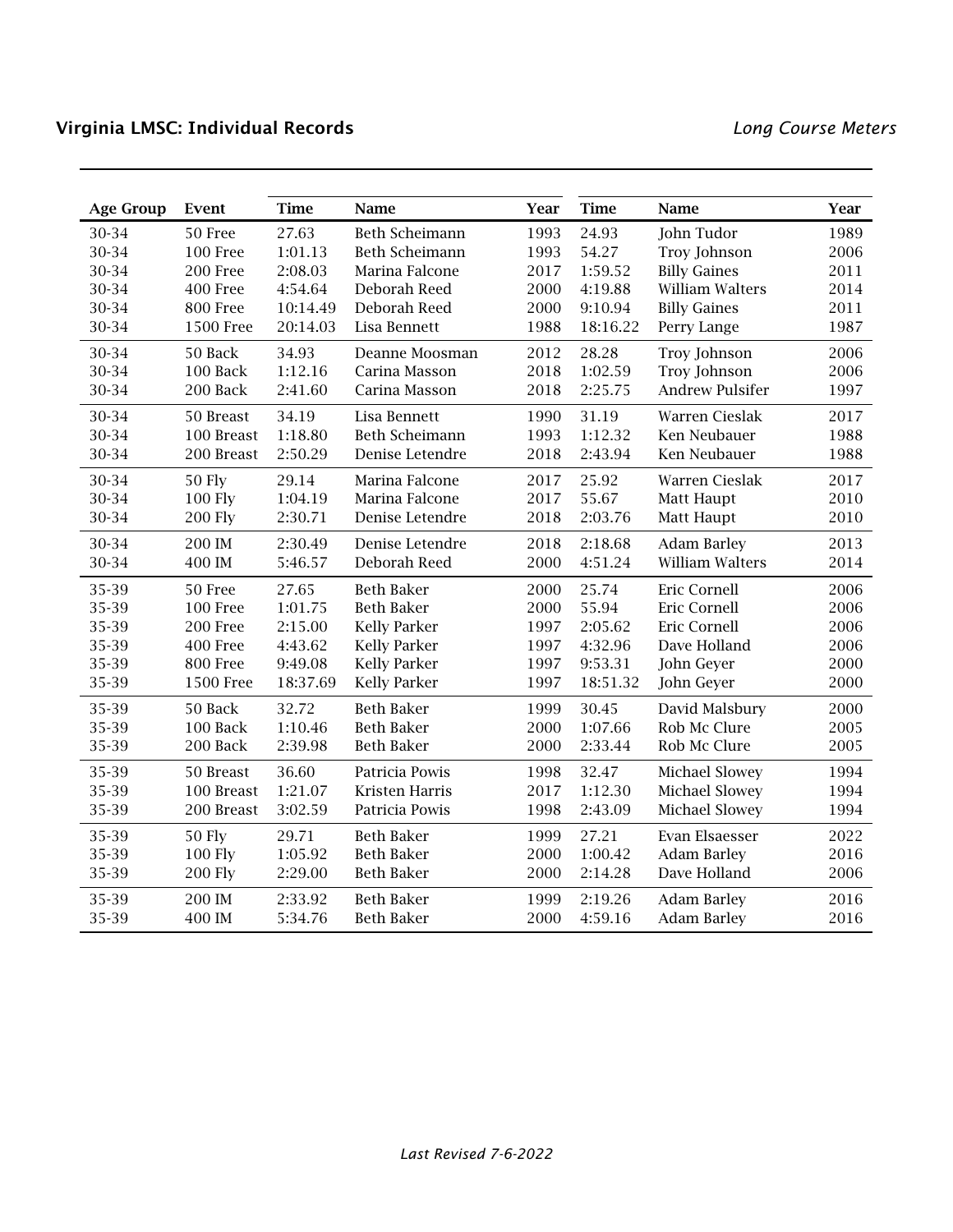## Virginia LMSC: Individual Records

*Long Course Meters*

| Age Group | Event | Time | Name | Year | Time | Name | Year |
|---|---|---|---|---|---|---|---|
| 30-34 | 50 Free | 27.63 | Beth Scheimann | 1993 | 24.93 | John Tudor | 1989 |
| 30-34 | 100 Free | 1:01.13 | Beth Scheimann | 1993 | 54.27 | Troy Johnson | 2006 |
| 30-34 | 200 Free | 2:08.03 | Marina Falcone | 2017 | 1:59.52 | Billy Gaines | 2011 |
| 30-34 | 400 Free | 4:54.64 | Deborah Reed | 2000 | 4:19.88 | William Walters | 2014 |
| 30-34 | 800 Free | 10:14.49 | Deborah Reed | 2000 | 9:10.94 | Billy Gaines | 2011 |
| 30-34 | 1500 Free | 20:14.03 | Lisa Bennett | 1988 | 18:16.22 | Perry Lange | 1987 |
| 30-34 | 50 Back | 34.93 | Deanne Moosman | 2012 | 28.28 | Troy Johnson | 2006 |
| 30-34 | 100 Back | 1:12.16 | Carina Masson | 2018 | 1:02.59 | Troy Johnson | 2006 |
| 30-34 | 200 Back | 2:41.60 | Carina Masson | 2018 | 2:25.75 | Andrew Pulsifer | 1997 |
| 30-34 | 50 Breast | 34.19 | Lisa Bennett | 1990 | 31.19 | Warren Cieslak | 2017 |
| 30-34 | 100 Breast | 1:18.80 | Beth Scheimann | 1993 | 1:12.32 | Ken Neubauer | 1988 |
| 30-34 | 200 Breast | 2:50.29 | Denise Letendre | 2018 | 2:43.94 | Ken Neubauer | 1988 |
| 30-34 | 50 Fly | 29.14 | Marina Falcone | 2017 | 25.92 | Warren Cieslak | 2017 |
| 30-34 | 100 Fly | 1:04.19 | Marina Falcone | 2017 | 55.67 | Matt Haupt | 2010 |
| 30-34 | 200 Fly | 2:30.71 | Denise Letendre | 2018 | 2:03.76 | Matt Haupt | 2010 |
| 30-34 | 200 IM | 2:30.49 | Denise Letendre | 2018 | 2:18.68 | Adam Barley | 2013 |
| 30-34 | 400 IM | 5:46.57 | Deborah Reed | 2000 | 4:51.24 | William Walters | 2014 |
| 35-39 | 50 Free | 27.65 | Beth Baker | 2000 | 25.74 | Eric Cornell | 2006 |
| 35-39 | 100 Free | 1:01.75 | Beth Baker | 2000 | 55.94 | Eric Cornell | 2006 |
| 35-39 | 200 Free | 2:15.00 | Kelly Parker | 1997 | 2:05.62 | Eric Cornell | 2006 |
| 35-39 | 400 Free | 4:43.62 | Kelly Parker | 1997 | 4:32.96 | Dave Holland | 2006 |
| 35-39 | 800 Free | 9:49.08 | Kelly Parker | 1997 | 9:53.31 | John Geyer | 2000 |
| 35-39 | 1500 Free | 18:37.69 | Kelly Parker | 1997 | 18:51.32 | John Geyer | 2000 |
| 35-39 | 50 Back | 32.72 | Beth Baker | 1999 | 30.45 | David Malsbury | 2000 |
| 35-39 | 100 Back | 1:10.46 | Beth Baker | 2000 | 1:07.66 | Rob Mc Clure | 2005 |
| 35-39 | 200 Back | 2:39.98 | Beth Baker | 2000 | 2:33.44 | Rob Mc Clure | 2005 |
| 35-39 | 50 Breast | 36.60 | Patricia Powis | 1998 | 32.47 | Michael Slowey | 1994 |
| 35-39 | 100 Breast | 1:21.07 | Kristen Harris | 2017 | 1:12.30 | Michael Slowey | 1994 |
| 35-39 | 200 Breast | 3:02.59 | Patricia Powis | 1998 | 2:43.09 | Michael Slowey | 1994 |
| 35-39 | 50 Fly | 29.71 | Beth Baker | 1999 | 27.21 | Evan Elsaesser | 2022 |
| 35-39 | 100 Fly | 1:05.92 | Beth Baker | 2000 | 1:00.42 | Adam Barley | 2016 |
| 35-39 | 200 Fly | 2:29.00 | Beth Baker | 2000 | 2:14.28 | Dave Holland | 2006 |
| 35-39 | 200 IM | 2:33.92 | Beth Baker | 1999 | 2:19.26 | Adam Barley | 2016 |
| 35-39 | 400 IM | 5:34.76 | Beth Baker | 2000 | 4:59.16 | Adam Barley | 2016 |

*Last Revised 7-6-2022*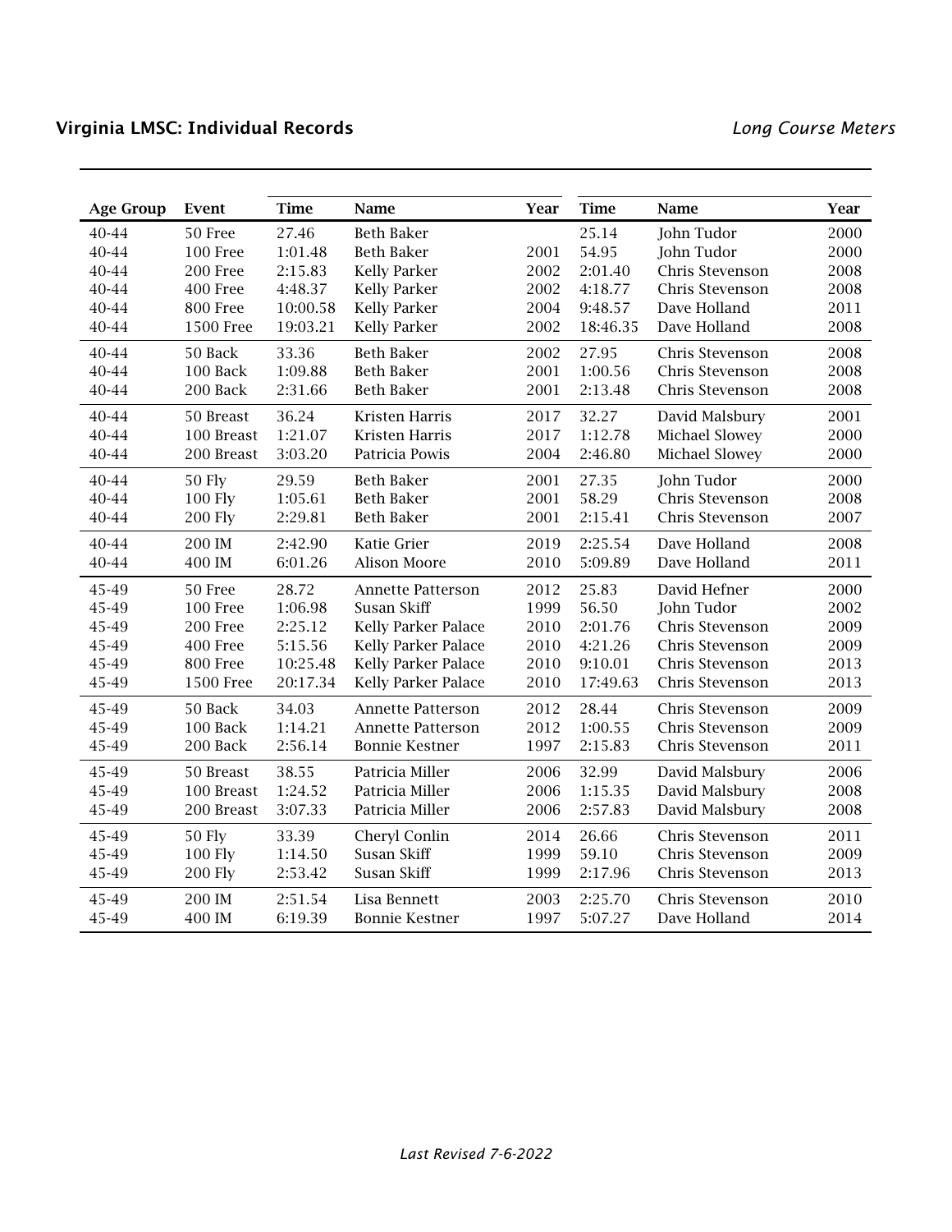## Virginia LMSC: Individual Records

*Long Course Meters*

| Age Group | Event | Time | Name | Year | Time | Name | Year |
|---|---|---|---|---|---|---|---|
| 40-44 | 50 Free | 27.46 | Beth Baker | | 25.14 | John Tudor | 2000 |
| 40-44 | 100 Free | 1:01.48 | Beth Baker | 2001 | 54.95 | John Tudor | 2000 |
| 40-44 | 200 Free | 2:15.83 | Kelly Parker | 2002 | 2:01.40 | Chris Stevenson | 2008 |
| 40-44 | 400 Free | 4:48.37 | Kelly Parker | 2002 | 4:18.77 | Chris Stevenson | 2008 |
| 40-44 | 800 Free | 10:00.58 | Kelly Parker | 2004 | 9:48.57 | Dave Holland | 2011 |
| 40-44 | 1500 Free | 19:03.21 | Kelly Parker | 2002 | 18:46.35 | Dave Holland | 2008 |
| 40-44 | 50 Back | 33.36 | Beth Baker | 2002 | 27.95 | Chris Stevenson | 2008 |
| 40-44 | 100 Back | 1:09.88 | Beth Baker | 2001 | 1:00.56 | Chris Stevenson | 2008 |
| 40-44 | 200 Back | 2:31.66 | Beth Baker | 2001 | 2:13.48 | Chris Stevenson | 2008 |
| 40-44 | 50 Breast | 36.24 | Kristen Harris | 2017 | 32.27 | David Malsbury | 2001 |
| 40-44 | 100 Breast | 1:21.07 | Kristen Harris | 2017 | 1:12.78 | Michael Slowey | 2000 |
| 40-44 | 200 Breast | 3:03.20 | Patricia Powis | 2004 | 2:46.80 | Michael Slowey | 2000 |
| 40-44 | 50 Fly | 29.59 | Beth Baker | 2001 | 27.35 | John Tudor | 2000 |
| 40-44 | 100 Fly | 1:05.61 | Beth Baker | 2001 | 58.29 | Chris Stevenson | 2008 |
| 40-44 | 200 Fly | 2:29.81 | Beth Baker | 2001 | 2:15.41 | Chris Stevenson | 2007 |
| 40-44 | 200 IM | 2:42.90 | Katie Grier | 2019 | 2:25.54 | Dave Holland | 2008 |
| 40-44 | 400 IM | 6:01.26 | Alison Moore | 2010 | 5:09.89 | Dave Holland | 2011 |
| 45-49 | 50 Free | 28.72 | Annette Patterson | 2012 | 25.83 | David Hefner | 2000 |
| 45-49 | 100 Free | 1:06.98 | Susan Skiff | 1999 | 56.50 | John Tudor | 2002 |
| 45-49 | 200 Free | 2:25.12 | Kelly Parker Palace | 2010 | 2:01.76 | Chris Stevenson | 2009 |
| 45-49 | 400 Free | 5:15.56 | Kelly Parker Palace | 2010 | 4:21.26 | Chris Stevenson | 2009 |
| 45-49 | 800 Free | 10:25.48 | Kelly Parker Palace | 2010 | 9:10.01 | Chris Stevenson | 2013 |
| 45-49 | 1500 Free | 20:17.34 | Kelly Parker Palace | 2010 | 17:49.63 | Chris Stevenson | 2013 |
| 45-49 | 50 Back | 34.03 | Annette Patterson | 2012 | 28.44 | Chris Stevenson | 2009 |
| 45-49 | 100 Back | 1:14.21 | Annette Patterson | 2012 | 1:00.55 | Chris Stevenson | 2009 |
| 45-49 | 200 Back | 2:56.14 | Bonnie Kestner | 1997 | 2:15.83 | Chris Stevenson | 2011 |
| 45-49 | 50 Breast | 38.55 | Patricia Miller | 2006 | 32.99 | David Malsbury | 2006 |
| 45-49 | 100 Breast | 1:24.52 | Patricia Miller | 2006 | 1:15.35 | David Malsbury | 2008 |
| 45-49 | 200 Breast | 3:07.33 | Patricia Miller | 2006 | 2:57.83 | David Malsbury | 2008 |
| 45-49 | 50 Fly | 33.39 | Cheryl Conlin | 2014 | 26.66 | Chris Stevenson | 2011 |
| 45-49 | 100 Fly | 1:14.50 | Susan Skiff | 1999 | 59.10 | Chris Stevenson | 2009 |
| 45-49 | 200 Fly | 2:53.42 | Susan Skiff | 1999 | 2:17.96 | Chris Stevenson | 2013 |
| 45-49 | 200 IM | 2:51.54 | Lisa Bennett | 2003 | 2:25.70 | Chris Stevenson | 2010 |
| 45-49 | 400 IM | 6:19.39 | Bonnie Kestner | 1997 | 5:07.27 | Dave Holland | 2014 |

*Last Revised 7-6-2022*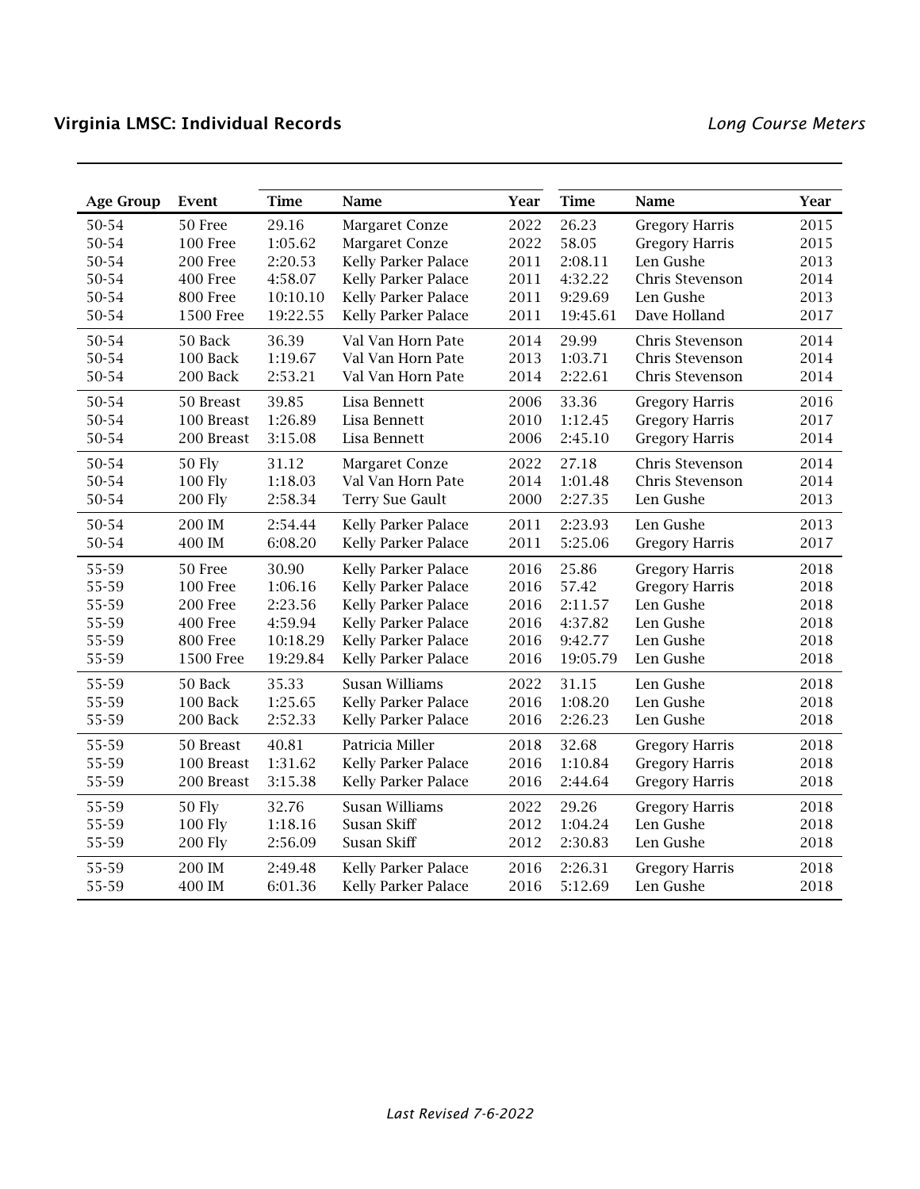## Virginia LMSC: Individual Records

*Long Course Meters*

| Age Group | Event | Time | Name | Year | Time | Name | Year |
|---|---|---|---|---|---|---|---|
| 50-54 | 50 Free | 29.16 | Margaret Conze | 2022 | 26.23 | Gregory Harris | 2015 |
| 50-54 | 100 Free | 1:05.62 | Margaret Conze | 2022 | 58.05 | Gregory Harris | 2015 |
| 50-54 | 200 Free | 2:20.53 | Kelly Parker Palace | 2011 | 2:08.11 | Len Gushe | 2013 |
| 50-54 | 400 Free | 4:58.07 | Kelly Parker Palace | 2011 | 4:32.22 | Chris Stevenson | 2014 |
| 50-54 | 800 Free | 10:10.10 | Kelly Parker Palace | 2011 | 9:29.69 | Len Gushe | 2013 |
| 50-54 | 1500 Free | 19:22.55 | Kelly Parker Palace | 2011 | 19:45.61 | Dave Holland | 2017 |
| 50-54 | 50 Back | 36.39 | Val Van Horn Pate | 2014 | 29.99 | Chris Stevenson | 2014 |
| 50-54 | 100 Back | 1:19.67 | Val Van Horn Pate | 2013 | 1:03.71 | Chris Stevenson | 2014 |
| 50-54 | 200 Back | 2:53.21 | Val Van Horn Pate | 2014 | 2:22.61 | Chris Stevenson | 2014 |
| 50-54 | 50 Breast | 39.85 | Lisa Bennett | 2006 | 33.36 | Gregory Harris | 2016 |
| 50-54 | 100 Breast | 1:26.89 | Lisa Bennett | 2010 | 1:12.45 | Gregory Harris | 2017 |
| 50-54 | 200 Breast | 3:15.08 | Lisa Bennett | 2006 | 2:45.10 | Gregory Harris | 2014 |
| 50-54 | 50 Fly | 31.12 | Margaret Conze | 2022 | 27.18 | Chris Stevenson | 2014 |
| 50-54 | 100 Fly | 1:18.03 | Val Van Horn Pate | 2014 | 1:01.48 | Chris Stevenson | 2014 |
| 50-54 | 200 Fly | 2:58.34 | Terry Sue Gault | 2000 | 2:27.35 | Len Gushe | 2013 |
| 50-54 | 200 IM | 2:54.44 | Kelly Parker Palace | 2011 | 2:23.93 | Len Gushe | 2013 |
| 50-54 | 400 IM | 6:08.20 | Kelly Parker Palace | 2011 | 5:25.06 | Gregory Harris | 2017 |
| 55-59 | 50 Free | 30.90 | Kelly Parker Palace | 2016 | 25.86 | Gregory Harris | 2018 |
| 55-59 | 100 Free | 1:06.16 | Kelly Parker Palace | 2016 | 57.42 | Gregory Harris | 2018 |
| 55-59 | 200 Free | 2:23.56 | Kelly Parker Palace | 2016 | 2:11.57 | Len Gushe | 2018 |
| 55-59 | 400 Free | 4:59.94 | Kelly Parker Palace | 2016 | 4:37.82 | Len Gushe | 2018 |
| 55-59 | 800 Free | 10:18.29 | Kelly Parker Palace | 2016 | 9:42.77 | Len Gushe | 2018 |
| 55-59 | 1500 Free | 19:29.84 | Kelly Parker Palace | 2016 | 19:05.79 | Len Gushe | 2018 |
| 55-59 | 50 Back | 35.33 | Susan Williams | 2022 | 31.15 | Len Gushe | 2018 |
| 55-59 | 100 Back | 1:25.65 | Kelly Parker Palace | 2016 | 1:08.20 | Len Gushe | 2018 |
| 55-59 | 200 Back | 2:52.33 | Kelly Parker Palace | 2016 | 2:26.23 | Len Gushe | 2018 |
| 55-59 | 50 Breast | 40.81 | Patricia Miller | 2018 | 32.68 | Gregory Harris | 2018 |
| 55-59 | 100 Breast | 1:31.62 | Kelly Parker Palace | 2016 | 1:10.84 | Gregory Harris | 2018 |
| 55-59 | 200 Breast | 3:15.38 | Kelly Parker Palace | 2016 | 2:44.64 | Gregory Harris | 2018 |
| 55-59 | 50 Fly | 32.76 | Susan Williams | 2022 | 29.26 | Gregory Harris | 2018 |
| 55-59 | 100 Fly | 1:18.16 | Susan Skiff | 2012 | 1:04.24 | Len Gushe | 2018 |
| 55-59 | 200 Fly | 2:56.09 | Susan Skiff | 2012 | 2:30.83 | Len Gushe | 2018 |
| 55-59 | 200 IM | 2:49.48 | Kelly Parker Palace | 2016 | 2:26.31 | Gregory Harris | 2018 |
| 55-59 | 400 IM | 6:01.36 | Kelly Parker Palace | 2016 | 5:12.69 | Len Gushe | 2018 |

*Last Revised 7-6-2022*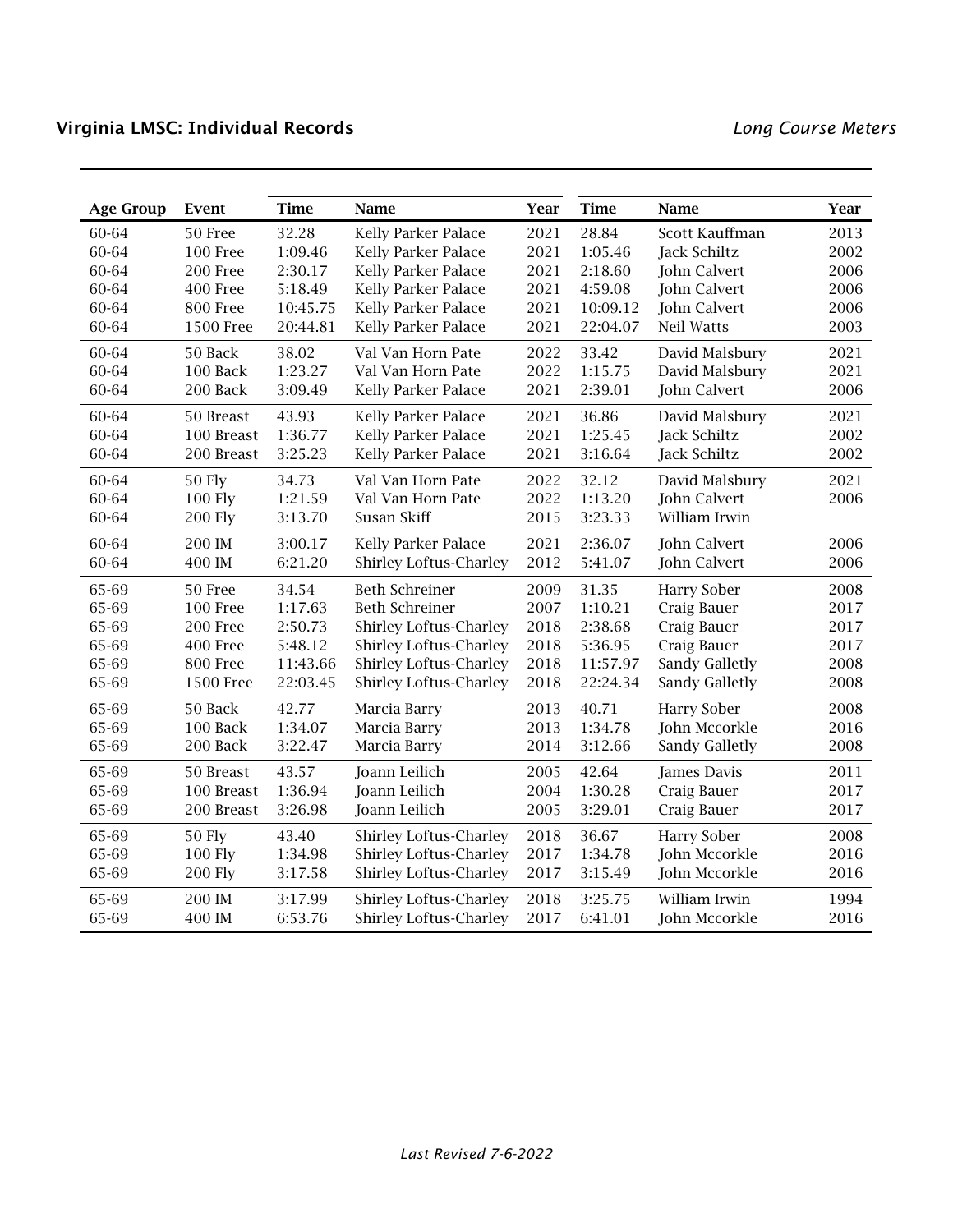## Virginia LMSC: Individual Records

*Long Course Meters*

| Age Group | Event | Time | Name | Year | Time | Name | Year |
|---|---|---|---|---|---|---|---|
| 60-64 | 50 Free | 32.28 | Kelly Parker Palace | 2021 | 28.84 | Scott Kauffman | 2013 |
| 60-64 | 100 Free | 1:09.46 | Kelly Parker Palace | 2021 | 1:05.46 | Jack Schiltz | 2002 |
| 60-64 | 200 Free | 2:30.17 | Kelly Parker Palace | 2021 | 2:18.60 | John Calvert | 2006 |
| 60-64 | 400 Free | 5:18.49 | Kelly Parker Palace | 2021 | 4:59.08 | John Calvert | 2006 |
| 60-64 | 800 Free | 10:45.75 | Kelly Parker Palace | 2021 | 10:09.12 | John Calvert | 2006 |
| 60-64 | 1500 Free | 20:44.81 | Kelly Parker Palace | 2021 | 22:04.07 | Neil Watts | 2003 |
| 60-64 | 50 Back | 38.02 | Val Van Horn Pate | 2022 | 33.42 | David Malsbury | 2021 |
| 60-64 | 100 Back | 1:23.27 | Val Van Horn Pate | 2022 | 1:15.75 | David Malsbury | 2021 |
| 60-64 | 200 Back | 3:09.49 | Kelly Parker Palace | 2021 | 2:39.01 | John Calvert | 2006 |
| 60-64 | 50 Breast | 43.93 | Kelly Parker Palace | 2021 | 36.86 | David Malsbury | 2021 |
| 60-64 | 100 Breast | 1:36.77 | Kelly Parker Palace | 2021 | 1:25.45 | Jack Schiltz | 2002 |
| 60-64 | 200 Breast | 3:25.23 | Kelly Parker Palace | 2021 | 3:16.64 | Jack Schiltz | 2002 |
| 60-64 | 50 Fly | 34.73 | Val Van Horn Pate | 2022 | 32.12 | David Malsbury | 2021 |
| 60-64 | 100 Fly | 1:21.59 | Val Van Horn Pate | 2022 | 1:13.20 | John Calvert | 2006 |
| 60-64 | 200 Fly | 3:13.70 | Susan Skiff | 2015 | 3:23.33 | William Irwin | |
| 60-64 | 200 IM | 3:00.17 | Kelly Parker Palace | 2021 | 2:36.07 | John Calvert | 2006 |
| 60-64 | 400 IM | 6:21.20 | Shirley Loftus-Charley | 2012 | 5:41.07 | John Calvert | 2006 |
| 65-69 | 50 Free | 34.54 | Beth Schreiner | 2009 | 31.35 | Harry Sober | 2008 |
| 65-69 | 100 Free | 1:17.63 | Beth Schreiner | 2007 | 1:10.21 | Craig Bauer | 2017 |
| 65-69 | 200 Free | 2:50.73 | Shirley Loftus-Charley | 2018 | 2:38.68 | Craig Bauer | 2017 |
| 65-69 | 400 Free | 5:48.12 | Shirley Loftus-Charley | 2018 | 5:36.95 | Craig Bauer | 2017 |
| 65-69 | 800 Free | 11:43.66 | Shirley Loftus-Charley | 2018 | 11:57.97 | Sandy Galletly | 2008 |
| 65-69 | 1500 Free | 22:03.45 | Shirley Loftus-Charley | 2018 | 22:24.34 | Sandy Galletly | 2008 |
| 65-69 | 50 Back | 42.77 | Marcia Barry | 2013 | 40.71 | Harry Sober | 2008 |
| 65-69 | 100 Back | 1:34.07 | Marcia Barry | 2013 | 1:34.78 | John Mccorkle | 2016 |
| 65-69 | 200 Back | 3:22.47 | Marcia Barry | 2014 | 3:12.66 | Sandy Galletly | 2008 |
| 65-69 | 50 Breast | 43.57 | Joann Leilich | 2005 | 42.64 | James Davis | 2011 |
| 65-69 | 100 Breast | 1:36.94 | Joann Leilich | 2004 | 1:30.28 | Craig Bauer | 2017 |
| 65-69 | 200 Breast | 3:26.98 | Joann Leilich | 2005 | 3:29.01 | Craig Bauer | 2017 |
| 65-69 | 50 Fly | 43.40 | Shirley Loftus-Charley | 2018 | 36.67 | Harry Sober | 2008 |
| 65-69 | 100 Fly | 1:34.98 | Shirley Loftus-Charley | 2017 | 1:34.78 | John Mccorkle | 2016 |
| 65-69 | 200 Fly | 3:17.58 | Shirley Loftus-Charley | 2017 | 3:15.49 | John Mccorkle | 2016 |
| 65-69 | 200 IM | 3:17.99 | Shirley Loftus-Charley | 2018 | 3:25.75 | William Irwin | 1994 |
| 65-69 | 400 IM | 6:53.76 | Shirley Loftus-Charley | 2017 | 6:41.01 | John Mccorkle | 2016 |

*Last Revised 7-6-2022*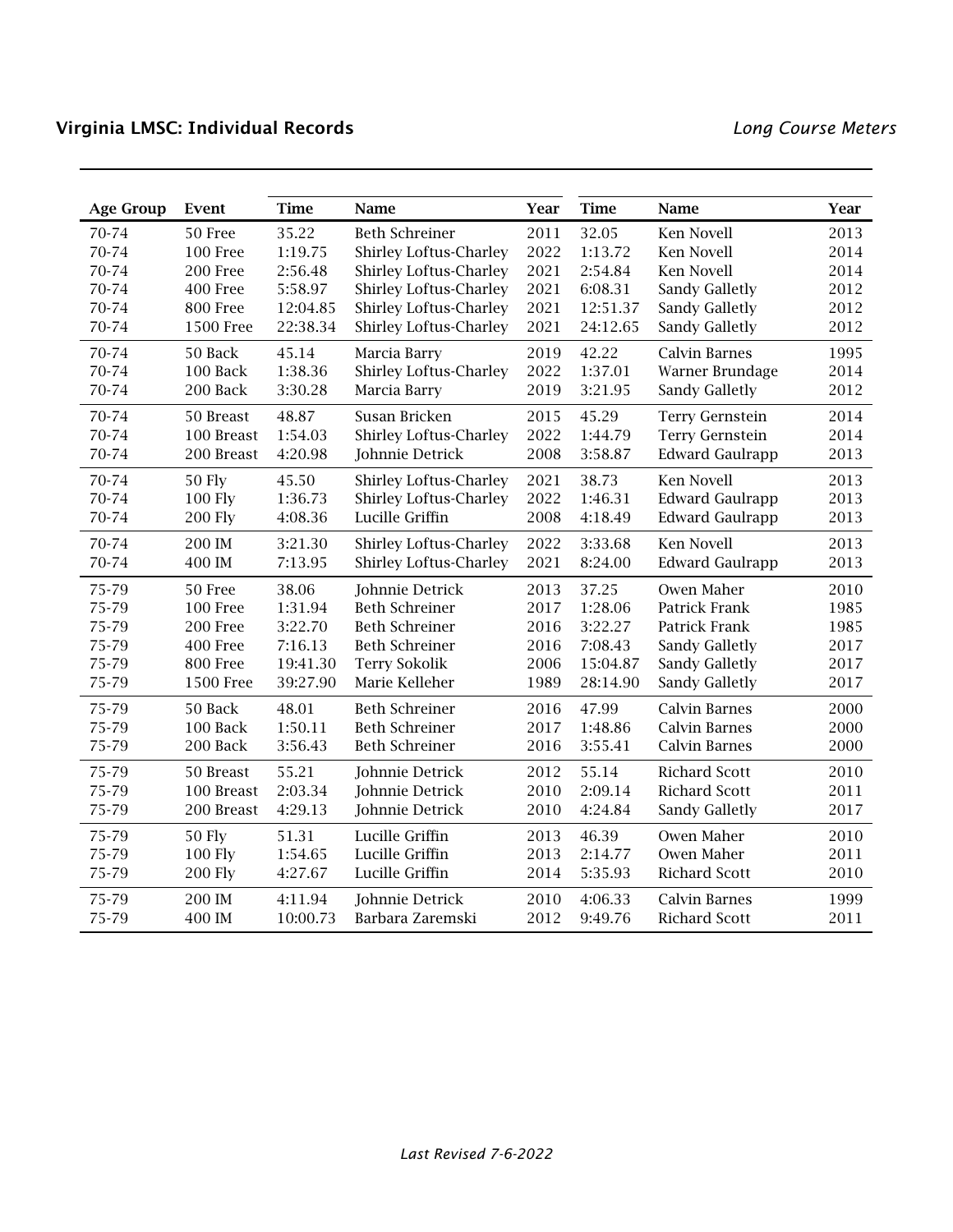## Virginia LMSC: Individual Records

*Long Course Meters*

| Age Group | Event | Time | Name | Year | Time | Name | Year |
|---|---|---|---|---|---|---|---|
| 70-74 | 50 Free | 35.22 | Beth Schreiner | 2011 | 32.05 | Ken Novell | 2013 |
| 70-74 | 100 Free | 1:19.75 | Shirley Loftus-Charley | 2022 | 1:13.72 | Ken Novell | 2014 |
| 70-74 | 200 Free | 2:56.48 | Shirley Loftus-Charley | 2021 | 2:54.84 | Ken Novell | 2014 |
| 70-74 | 400 Free | 5:58.97 | Shirley Loftus-Charley | 2021 | 6:08.31 | Sandy Galletly | 2012 |
| 70-74 | 800 Free | 12:04.85 | Shirley Loftus-Charley | 2021 | 12:51.37 | Sandy Galletly | 2012 |
| 70-74 | 1500 Free | 22:38.34 | Shirley Loftus-Charley | 2021 | 24:12.65 | Sandy Galletly | 2012 |
| 70-74 | 50 Back | 45.14 | Marcia Barry | 2019 | 42.22 | Calvin Barnes | 1995 |
| 70-74 | 100 Back | 1:38.36 | Shirley Loftus-Charley | 2022 | 1:37.01 | Warner Brundage | 2014 |
| 70-74 | 200 Back | 3:30.28 | Marcia Barry | 2019 | 3:21.95 | Sandy Galletly | 2012 |
| 70-74 | 50 Breast | 48.87 | Susan Bricken | 2015 | 45.29 | Terry Gernstein | 2014 |
| 70-74 | 100 Breast | 1:54.03 | Shirley Loftus-Charley | 2022 | 1:44.79 | Terry Gernstein | 2014 |
| 70-74 | 200 Breast | 4:20.98 | Johnnie Detrick | 2008 | 3:58.87 | Edward Gaulrapp | 2013 |
| 70-74 | 50 Fly | 45.50 | Shirley Loftus-Charley | 2021 | 38.73 | Ken Novell | 2013 |
| 70-74 | 100 Fly | 1:36.73 | Shirley Loftus-Charley | 2022 | 1:46.31 | Edward Gaulrapp | 2013 |
| 70-74 | 200 Fly | 4:08.36 | Lucille Griffin | 2008 | 4:18.49 | Edward Gaulrapp | 2013 |
| 70-74 | 200 IM | 3:21.30 | Shirley Loftus-Charley | 2022 | 3:33.68 | Ken Novell | 2013 |
| 70-74 | 400 IM | 7:13.95 | Shirley Loftus-Charley | 2021 | 8:24.00 | Edward Gaulrapp | 2013 |
| 75-79 | 50 Free | 38.06 | Johnnie Detrick | 2013 | 37.25 | Owen Maher | 2010 |
| 75-79 | 100 Free | 1:31.94 | Beth Schreiner | 2017 | 1:28.06 | Patrick Frank | 1985 |
| 75-79 | 200 Free | 3:22.70 | Beth Schreiner | 2016 | 3:22.27 | Patrick Frank | 1985 |
| 75-79 | 400 Free | 7:16.13 | Beth Schreiner | 2016 | 7:08.43 | Sandy Galletly | 2017 |
| 75-79 | 800 Free | 19:41.30 | Terry Sokolik | 2006 | 15:04.87 | Sandy Galletly | 2017 |
| 75-79 | 1500 Free | 39:27.90 | Marie Kelleher | 1989 | 28:14.90 | Sandy Galletly | 2017 |
| 75-79 | 50 Back | 48.01 | Beth Schreiner | 2016 | 47.99 | Calvin Barnes | 2000 |
| 75-79 | 100 Back | 1:50.11 | Beth Schreiner | 2017 | 1:48.86 | Calvin Barnes | 2000 |
| 75-79 | 200 Back | 3:56.43 | Beth Schreiner | 2016 | 3:55.41 | Calvin Barnes | 2000 |
| 75-79 | 50 Breast | 55.21 | Johnnie Detrick | 2012 | 55.14 | Richard Scott | 2010 |
| 75-79 | 100 Breast | 2:03.34 | Johnnie Detrick | 2010 | 2:09.14 | Richard Scott | 2011 |
| 75-79 | 200 Breast | 4:29.13 | Johnnie Detrick | 2010 | 4:24.84 | Sandy Galletly | 2017 |
| 75-79 | 50 Fly | 51.31 | Lucille Griffin | 2013 | 46.39 | Owen Maher | 2010 |
| 75-79 | 100 Fly | 1:54.65 | Lucille Griffin | 2013 | 2:14.77 | Owen Maher | 2011 |
| 75-79 | 200 Fly | 4:27.67 | Lucille Griffin | 2014 | 5:35.93 | Richard Scott | 2010 |
| 75-79 | 200 IM | 4:11.94 | Johnnie Detrick | 2010 | 4:06.33 | Calvin Barnes | 1999 |
| 75-79 | 400 IM | 10:00.73 | Barbara Zaremski | 2012 | 9:49.76 | Richard Scott | 2011 |

*Last Revised 7-6-2022*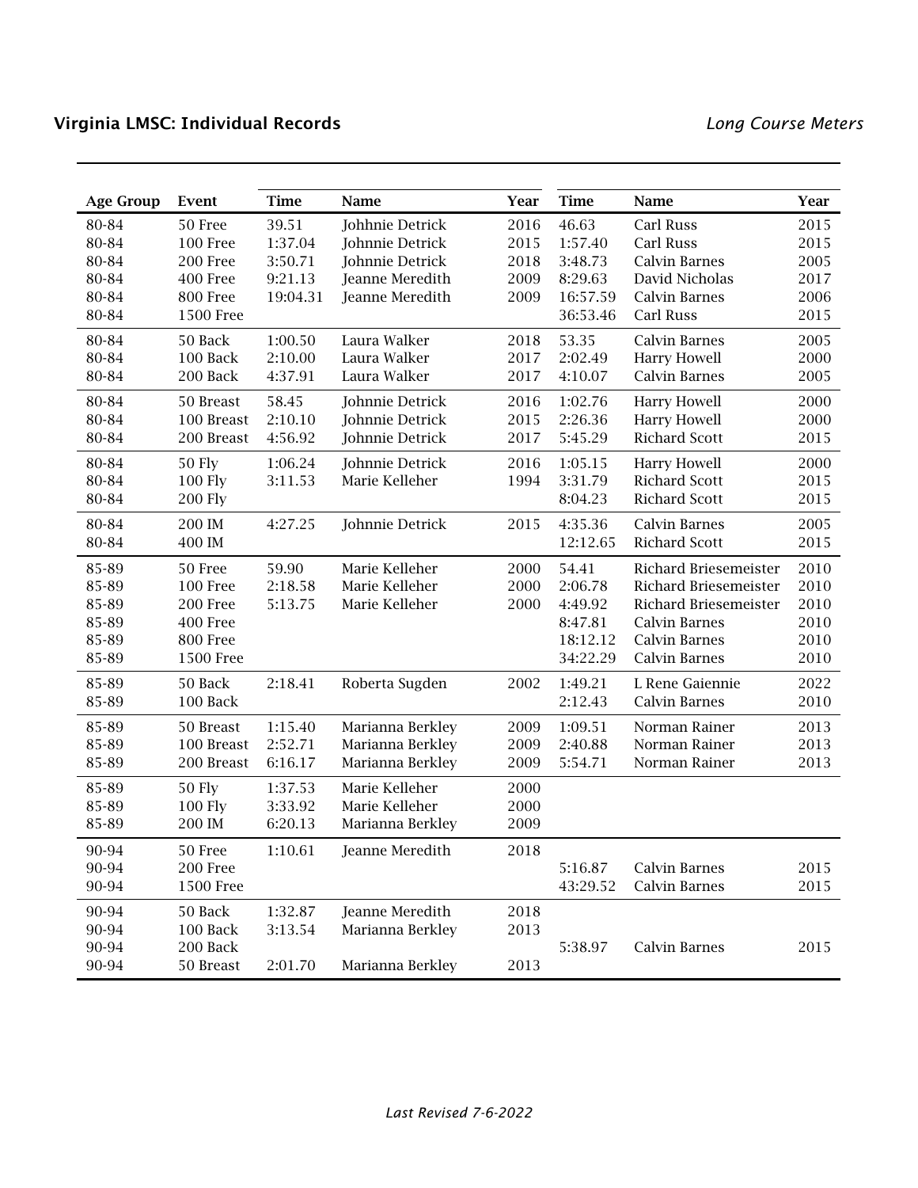## Virginia LMSC: Individual Records

*Long Course Meters*

| Age Group | Event | Time | Name | Year | Time | Name | Year |
|---|---|---|---|---|---|---|---|
| 80-84 | 50 Free | 39.51 | Johhnie Detrick | 2016 | 46.63 | Carl Russ | 2015 |
| 80-84 | 100 Free | 1:37.04 | Johhnie Detrick | 2015 | 1:57.40 | Carl Russ | 2015 |
| 80-84 | 200 Free | 3:50.71 | Johhnie Detrick | 2018 | 3:48.73 | Calvin Barnes | 2005 |
| 80-84 | 400 Free | 9:21.13 | Jeanne Meredith | 2009 | 8:29.63 | David Nicholas | 2017 |
| 80-84 | 800 Free | 19:04.31 | Jeanne Meredith | 2009 | 16:57.59 | Calvin Barnes | 2006 |
| 80-84 | 1500 Free | | | | 36:53.46 | Carl Russ | 2015 |
| 80-84 | 50 Back | 1:00.50 | Laura Walker | 2018 | 53.35 | Calvin Barnes | 2005 |
| 80-84 | 100 Back | 2:10.00 | Laura Walker | 2017 | 2:02.49 | Harry Howell | 2000 |
| 80-84 | 200 Back | 4:37.91 | Laura Walker | 2017 | 4:10.07 | Calvin Barnes | 2005 |
| 80-84 | 50 Breast | 58.45 | Johhnie Detrick | 2016 | 1:02.76 | Harry Howell | 2000 |
| 80-84 | 100 Breast | 2:10.10 | Johhnie Detrick | 2015 | 2:26.36 | Harry Howell | 2000 |
| 80-84 | 200 Breast | 4:56.92 | Johhnie Detrick | 2017 | 5:45.29 | Richard Scott | 2015 |
| 80-84 | 50 Fly | 1:06.24 | Johhnie Detrick | 2016 | 1:05.15 | Harry Howell | 2000 |
| 80-84 | 100 Fly | 3:11.53 | Marie Kelleher | 1994 | 3:31.79 | Richard Scott | 2015 |
| 80-84 | 200 Fly | | | | 8:04.23 | Richard Scott | 2015 |
| 80-84 | 200 IM | 4:27.25 | Johhnie Detrick | 2015 | 4:35.36 | Calvin Barnes | 2005 |
| 80-84 | 400 IM | | | | 12:12.65 | Richard Scott | 2015 |
| 85-89 | 50 Free | 59.90 | Marie Kelleher | 2000 | 54.41 | Richard Briesemeister | 2010 |
| 85-89 | 100 Free | 2:18.58 | Marie Kelleher | 2000 | 2:06.78 | Richard Briesemeister | 2010 |
| 85-89 | 200 Free | 5:13.75 | Marie Kelleher | 2000 | 4:49.92 | Richard Briesemeister | 2010 |
| 85-89 | 400 Free | | | | 8:47.81 | Calvin Barnes | 2010 |
| 85-89 | 800 Free | | | | 18:12.12 | Calvin Barnes | 2010 |
| 85-89 | 1500 Free | | | | 34:22.29 | Calvin Barnes | 2010 |
| 85-89 | 50 Back | 2:18.41 | Roberta Sugden | 2002 | 1:49.21 | L Rene Gaiennie | 2022 |
| 85-89 | 100 Back | | | | 2:12.43 | Calvin Barnes | 2010 |
| 85-89 | 50 Breast | 1:15.40 | Marianna Berkley | 2009 | 1:09.51 | Norman Rainer | 2013 |
| 85-89 | 100 Breast | 2:52.71 | Marianna Berkley | 2009 | 2:40.88 | Norman Rainer | 2013 |
| 85-89 | 200 Breast | 6:16.17 | Marianna Berkley | 2009 | 5:54.71 | Norman Rainer | 2013 |
| 85-89 | 50 Fly | 1:37.53 | Marie Kelleher | 2000 | | | |
| 85-89 | 100 Fly | 3:33.92 | Marie Kelleher | 2000 | | | |
| 85-89 | 200 IM | 6:20.13 | Marianna Berkley | 2009 | | | |
| 90-94 | 50 Free | 1:10.61 | Jeanne Meredith | 2018 | | | |
| 90-94 | 200 Free | | | | 5:16.87 | Calvin Barnes | 2015 |
| 90-94 | 1500 Free | | | | 43:29.52 | Calvin Barnes | 2015 |
| 90-94 | 50 Back | 1:32.87 | Jeanne Meredith | 2018 | | | |
| 90-94 | 100 Back | 3:13.54 | Marianna Berkley | 2013 | | | |
| 90-94 | 200 Back | | | | 5:38.97 | Calvin Barnes | 2015 |
| 90-94 | 50 Breast | 2:01.70 | Marianna Berkley | 2013 | | | |

*Last Revised 7-6-2022*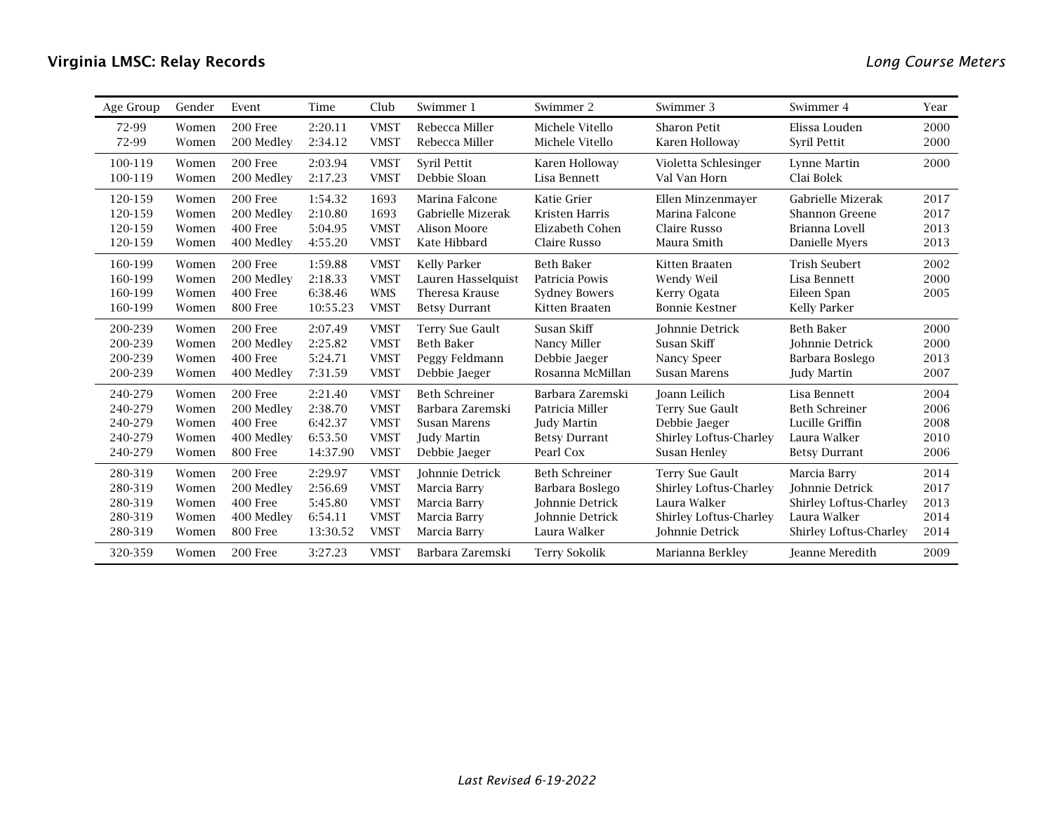**Virginia LMSC: Relay Records** *Long Course Meters*

| Age Group | Gender | Event | Time | Club | Swimmer 1 | Swimmer 2 | Swimmer 3 | Swimmer 4 | Year |
|---|---|---|---|---|---|---|---|---|---|
| 72-99 | Women | 200 Free | 2:20.11 | VMST | Rebecca Miller | Michele Vitello | Sharon Petit | Elissa Louden | 2000 |
| 72-99 | Women | 200 Medley | 2:34.12 | VMST | Rebecca Miller | Michele Vitello | Karen Holloway | Syril Pettit | 2000 |
| 100-119 | Women | 200 Free | 2:03.94 | VMST | Syril Pettit | Karen Holloway | Violetta Schlesinger | Lynne Martin | 2000 |
| 100-119 | Women | 200 Medley | 2:17.23 | VMST | Debbie Sloan | Lisa Bennett | Val Van Horn | Clai Bolek | |
| 120-159 | Women | 200 Free | 1:54.32 | 1693 | Marina Falcone | Katie Grier | Ellen Minzenmayer | Gabrielle Mizerak | 2017 |
| 120-159 | Women | 200 Medley | 2:10.80 | 1693 | Gabrielle Mizerak | Kristen Harris | Marina Falcone | Shannon Greene | 2017 |
| 120-159 | Women | 400 Free | 5:04.95 | VMST | Alison Moore | Elizabeth Cohen | Claire Russo | Brianna Lovell | 2013 |
| 120-159 | Women | 400 Medley | 4:55.20 | VMST | Kate Hibbard | Claire Russo | Maura Smith | Danielle Myers | 2013 |
| 160-199 | Women | 200 Free | 1:59.88 | VMST | Kelly Parker | Beth Baker | Kitten Braaten | Trish Seubert | 2002 |
| 160-199 | Women | 200 Medley | 2:18.33 | VMST | Lauren Hasselquist | Patricia Powis | Wendy Weil | Lisa Bennett | 2000 |
| 160-199 | Women | 400 Free | 6:38.46 | WMS | Theresa Krause | Sydney Bowers | Kerry Ogata | Eileen Span | 2005 |
| 160-199 | Women | 800 Free | 10:55.23 | VMST | Betsy Durrant | Kitten Braaten | Bonnie Kestner | Kelly Parker | |
| 200-239 | Women | 200 Free | 2:07.49 | VMST | Terry Sue Gault | Susan Skiff | Johnnie Detrick | Beth Baker | 2000 |
| 200-239 | Women | 200 Medley | 2:25.82 | VMST | Beth Baker | Nancy Miller | Susan Skiff | Johnnie Detrick | 2000 |
| 200-239 | Women | 400 Free | 5:24.71 | VMST | Peggy Feldmann | Debbie Jaeger | Nancy Speer | Barbara Boslego | 2013 |
| 200-239 | Women | 400 Medley | 7:31.59 | VMST | Debbie Jaeger | Rosanna McMillan | Susan Marens | Judy Martin | 2007 |
| 240-279 | Women | 200 Free | 2:21.40 | VMST | Beth Schreiner | Barbara Zaremski | Joann Leilich | Lisa Bennett | 2004 |
| 240-279 | Women | 200 Medley | 2:38.70 | VMST | Barbara Zaremski | Patricia Miller | Terry Sue Gault | Beth Schreiner | 2006 |
| 240-279 | Women | 400 Free | 6:42.37 | VMST | Susan Marens | Judy Martin | Debbie Jaeger | Lucille Griffin | 2008 |
| 240-279 | Women | 400 Medley | 6:53.50 | VMST | Judy Martin | Betsy Durrant | Shirley Loftus-Charley | Laura Walker | 2010 |
| 240-279 | Women | 800 Free | 14:37.90 | VMST | Debbie Jaeger | Pearl Cox | Susan Henley | Betsy Durrant | 2006 |
| 280-319 | Women | 200 Free | 2:29.97 | VMST | Johnnie Detrick | Beth Schreiner | Terry Sue Gault | Marcia Barry | 2014 |
| 280-319 | Women | 200 Medley | 2:56.69 | VMST | Marcia Barry | Barbara Boslego | Shirley Loftus-Charley | Johnnie Detrick | 2017 |
| 280-319 | Women | 400 Free | 5:45.80 | VMST | Marcia Barry | Johnnie Detrick | Laura Walker | Shirley Loftus-Charley | 2013 |
| 280-319 | Women | 400 Medley | 6:54.11 | VMST | Marcia Barry | Johnnie Detrick | Shirley Loftus-Charley | Laura Walker | 2014 |
| 280-319 | Women | 800 Free | 13:30.52 | VMST | Marcia Barry | Laura Walker | Johnnie Detrick | Shirley Loftus-Charley | 2014 |
| 320-359 | Women | 200 Free | 3:27.23 | VMST | Barbara Zaremski | Terry Sokolik | Marianna Berkley | Jeanne Meredith | 2009 |

*Last Revised 6-19-2022*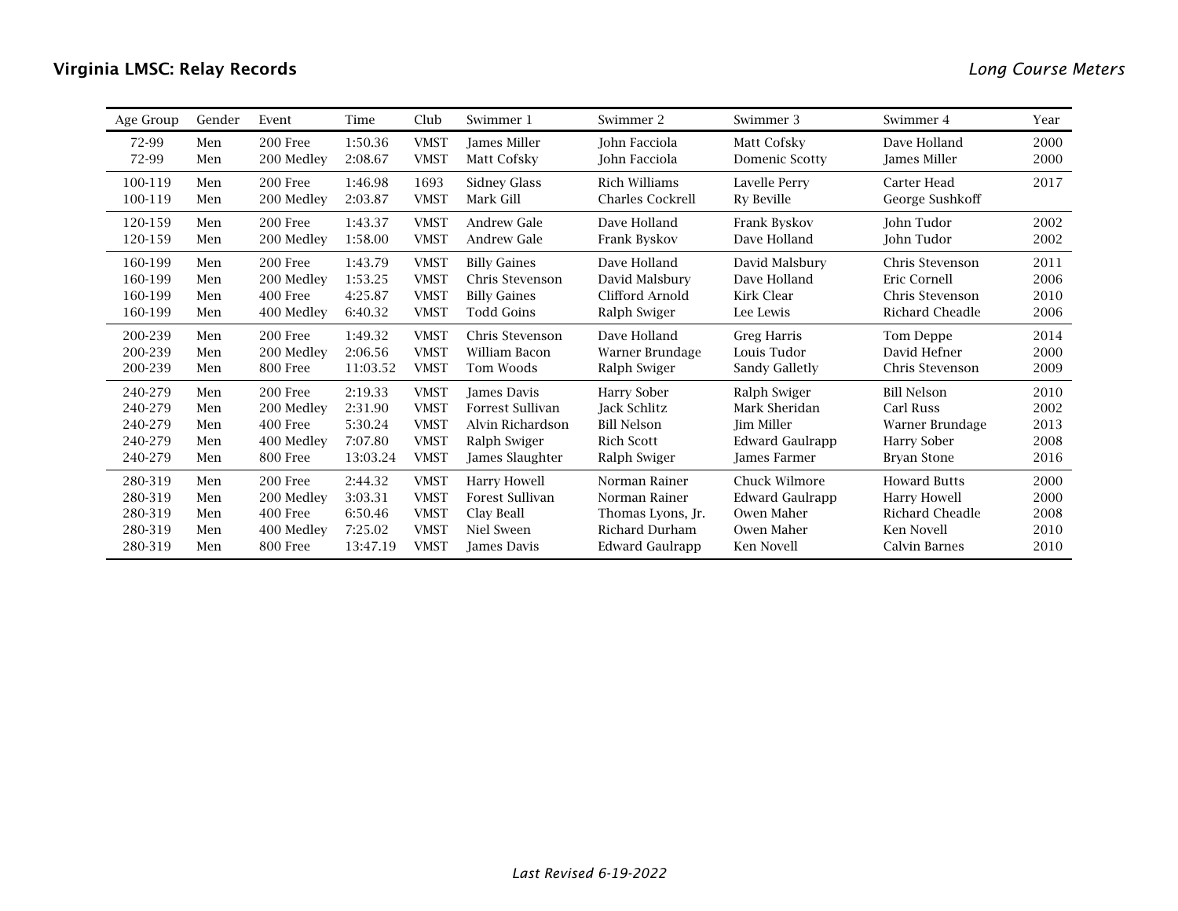**Virginia LMSC: Relay Records** *Long Course Meters*

| Age Group | Gender | Event | Time | Club | Swimmer 1 | Swimmer 2 | Swimmer 3 | Swimmer 4 | Year |
|---|---|---|---|---|---|---|---|---|---|
| 72-99 | Men | 200 Free | 1:50.36 | VMST | James Miller | John Facciola | Matt Cofsky | Dave Holland | 2000 |
| 72-99 | Men | 200 Medley | 2:08.67 | VMST | Matt Cofsky | John Facciola | Domenic Scotty | James Miller | 2000 |
| 100-119 | Men | 200 Free | 1:46.98 | 1693 | Sidney Glass | Rich Williams | Lavelle Perry | Carter Head | 2017 |
| 100-119 | Men | 200 Medley | 2:03.87 | VMST | Mark Gill | Charles Cockrell | Ry Beville | George Sushkoff | |
| 120-159 | Men | 200 Free | 1:43.37 | VMST | Andrew Gale | Dave Holland | Frank Byskov | John Tudor | 2002 |
| 120-159 | Men | 200 Medley | 1:58.00 | VMST | Andrew Gale | Frank Byskov | Dave Holland | John Tudor | 2002 |
| 160-199 | Men | 200 Free | 1:43.79 | VMST | Billy Gaines | Dave Holland | David Malsbury | Chris Stevenson | 2011 |
| 160-199 | Men | 200 Medley | 1:53.25 | VMST | Chris Stevenson | David Malsbury | Dave Holland | Eric Cornell | 2006 |
| 160-199 | Men | 400 Free | 4:25.87 | VMST | Billy Gaines | Clifford Arnold | Kirk Clear | Chris Stevenson | 2010 |
| 160-199 | Men | 400 Medley | 6:40.32 | VMST | Todd Goins | Ralph Swiger | Lee Lewis | Richard Cheadle | 2006 |
| 200-239 | Men | 200 Free | 1:49.32 | VMST | Chris Stevenson | Dave Holland | Greg Harris | Tom Deppe | 2014 |
| 200-239 | Men | 200 Medley | 2:06.56 | VMST | William Bacon | Warner Brundage | Louis Tudor | David Hefner | 2000 |
| 200-239 | Men | 800 Free | 11:03.52 | VMST | Tom Woods | Ralph Swiger | Sandy Galletly | Chris Stevenson | 2009 |
| 240-279 | Men | 200 Free | 2:19.33 | VMST | James Davis | Harry Sober | Ralph Swiger | Bill Nelson | 2010 |
| 240-279 | Men | 200 Medley | 2:31.90 | VMST | Forrest Sullivan | Jack Schlitz | Mark Sheridan | Carl Russ | 2002 |
| 240-279 | Men | 400 Free | 5:30.24 | VMST | Alvin Richardson | Bill Nelson | Jim Miller | Warner Brundage | 2013 |
| 240-279 | Men | 400 Medley | 7:07.80 | VMST | Ralph Swiger | Rich Scott | Edward Gaulrapp | Harry Sober | 2008 |
| 240-279 | Men | 800 Free | 13:03.24 | VMST | James Slaughter | Ralph Swiger | James Farmer | Bryan Stone | 2016 |
| 280-319 | Men | 200 Free | 2:44.32 | VMST | Harry Howell | Norman Rainer | Chuck Wilmore | Howard Butts | 2000 |
| 280-319 | Men | 200 Medley | 3:03.31 | VMST | Forest Sullivan | Norman Rainer | Edward Gaulrapp | Harry Howell | 2000 |
| 280-319 | Men | 400 Free | 6:50.46 | VMST | Clay Beall | Thomas Lyons, Jr. | Owen Maher | Richard Cheadle | 2008 |
| 280-319 | Men | 400 Medley | 7:25.02 | VMST | Niel Sween | Richard Durham | Owen Maher | Ken Novell | 2010 |
| 280-319 | Men | 800 Free | 13:47.19 | VMST | James Davis | Edward Gaulrapp | Ken Novell | Calvin Barnes | 2010 |

*Last Revised 6-19-2022*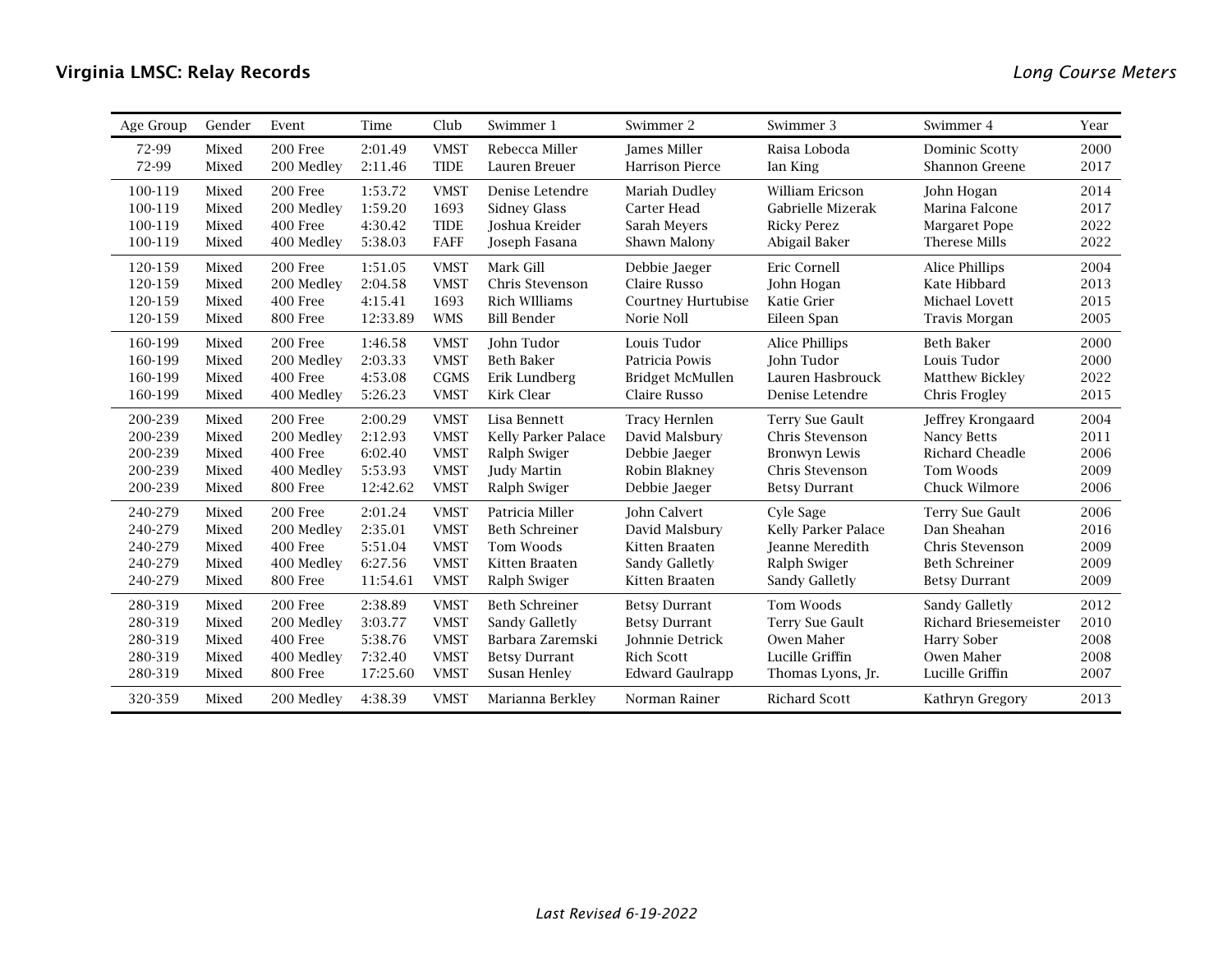# Virginia LMSC: Relay Records

*Long Course Meters*

| Age Group | Gender | Event | Time | Club | Swimmer 1 | Swimmer 2 | Swimmer 3 | Swimmer 4 | Year |
|---|---|---|---|---|---|---|---|---|---|
| 72-99 | Mixed | 200 Free | 2:01.49 | VMST | Rebecca Miller | James Miller | Raisa Loboda | Dominic Scotty | 2000 |
| 72-99 | Mixed | 200 Medley | 2:11.46 | TIDE | Lauren Breuer | Harrison Pierce | Ian King | Shannon Greene | 2017 |
| 100-119 | Mixed | 200 Free | 1:53.72 | VMST | Denise Letendre | Mariah Dudley | William Ericson | John Hogan | 2014 |
| 100-119 | Mixed | 200 Medley | 1:59.20 | 1693 | Sidney Glass | Carter Head | Gabrielle Mizerak | Marina Falcone | 2017 |
| 100-119 | Mixed | 400 Free | 4:30.42 | TIDE | Joshua Kreider | Sarah Meyers | Ricky Perez | Margaret Pope | 2022 |
| 100-119 | Mixed | 400 Medley | 5:38.03 | FAFF | Joseph Fasana | Shawn Malony | Abigail Baker | Therese Mills | 2022 |
| 120-159 | Mixed | 200 Free | 1:51.05 | VMST | Mark Gill | Debbie Jaeger | Eric Cornell | Alice Phillips | 2004 |
| 120-159 | Mixed | 200 Medley | 2:04.58 | VMST | Chris Stevenson | Claire Russo | John Hogan | Kate Hibbard | 2013 |
| 120-159 | Mixed | 400 Free | 4:15.41 | 1693 | Rich WIlliams | Courtney Hurtubise | Katie Grier | Michael Lovett | 2015 |
| 120-159 | Mixed | 800 Free | 12:33.89 | WMS | Bill Bender | Norie Noll | Eileen Span | Travis Morgan | 2005 |
| 160-199 | Mixed | 200 Free | 1:46.58 | VMST | John Tudor | Louis Tudor | Alice Phillips | Beth Baker | 2000 |
| 160-199 | Mixed | 200 Medley | 2:03.33 | VMST | Beth Baker | Patricia Powis | John Tudor | Louis Tudor | 2000 |
| 160-199 | Mixed | 400 Free | 4:53.08 | CGMS | Erik Lundberg | Bridget McMullen | Lauren Hasbrouck | Matthew Bickley | 2022 |
| 160-199 | Mixed | 400 Medley | 5:26.23 | VMST | Kirk Clear | Claire Russo | Denise Letendre | Chris Frogley | 2015 |
| 200-239 | Mixed | 200 Free | 2:00.29 | VMST | Lisa Bennett | Tracy Hernlen | Terry Sue Gault | Jeffrey Krongaard | 2004 |
| 200-239 | Mixed | 200 Medley | 2:12.93 | VMST | Kelly Parker Palace | David Malsbury | Chris Stevenson | Nancy Betts | 2011 |
| 200-239 | Mixed | 400 Free | 6:02.40 | VMST | Ralph Swiger | Debbie Jaeger | Bronwyn Lewis | Richard Cheadle | 2006 |
| 200-239 | Mixed | 400 Medley | 5:53.93 | VMST | Judy Martin | Robin Blakney | Chris Stevenson | Tom Woods | 2009 |
| 200-239 | Mixed | 800 Free | 12:42.62 | VMST | Ralph Swiger | Debbie Jaeger | Betsy Durrant | Chuck Wilmore | 2006 |
| 240-279 | Mixed | 200 Free | 2:01.24 | VMST | Patricia Miller | John Calvert | Cyle Sage | Terry Sue Gault | 2006 |
| 240-279 | Mixed | 200 Medley | 2:35.01 | VMST | Beth Schreiner | David Malsbury | Kelly Parker Palace | Dan Sheahan | 2016 |
| 240-279 | Mixed | 400 Free | 5:51.04 | VMST | Tom Woods | Kitten Braaten | Jeanne Meredith | Chris Stevenson | 2009 |
| 240-279 | Mixed | 400 Medley | 6:27.56 | VMST | Kitten Braaten | Sandy Galletly | Ralph Swiger | Beth Schreiner | 2009 |
| 240-279 | Mixed | 800 Free | 11:54.61 | VMST | Ralph Swiger | Kitten Braaten | Sandy Galletly | Betsy Durrant | 2009 |
| 280-319 | Mixed | 200 Free | 2:38.89 | VMST | Beth Schreiner | Betsy Durrant | Tom Woods | Sandy Galletly | 2012 |
| 280-319 | Mixed | 200 Medley | 3:03.77 | VMST | Sandy Galletly | Betsy Durrant | Terry Sue Gault | Richard Briesemeister | 2010 |
| 280-319 | Mixed | 400 Free | 5:38.76 | VMST | Barbara Zaremski | Johnnie Detrick | Owen Maher | Harry Sober | 2008 |
| 280-319 | Mixed | 400 Medley | 7:32.40 | VMST | Betsy Durrant | Rich Scott | Lucille Griffin | Owen Maher | 2008 |
| 280-319 | Mixed | 800 Free | 17:25.60 | VMST | Susan Henley | Edward Gaulrapp | Thomas Lyons, Jr. | Lucille Griffin | 2007 |
| 320-359 | Mixed | 200 Medley | 4:38.39 | VMST | Marianna Berkley | Norman Rainer | Richard Scott | Kathryn Gregory | 2013 |

*Last Revised 6-19-2022*